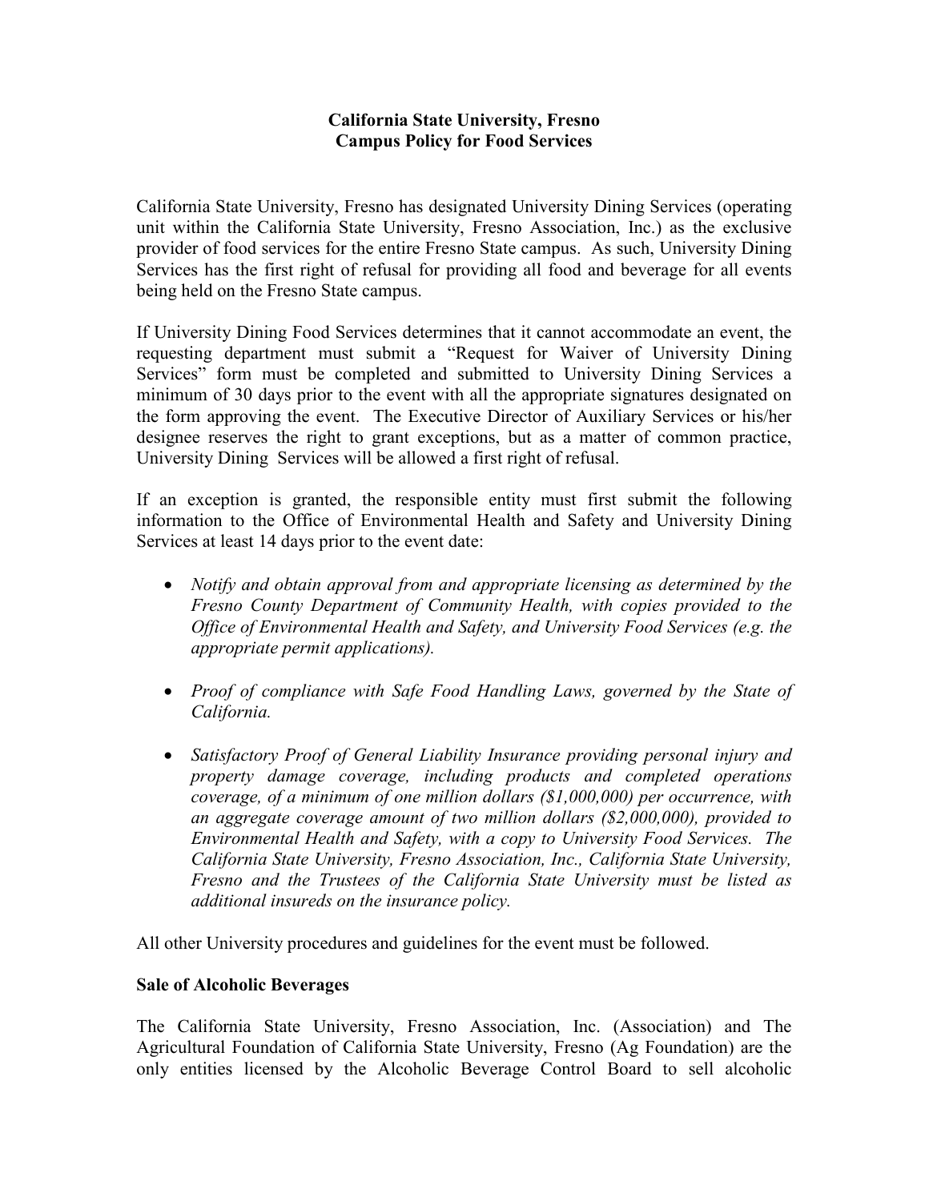**California State University, Fresno**
**Campus Policy for Food Services**

California State University, Fresno has designated University Dining Services (operating unit within the California State University, Fresno Association, Inc.) as the exclusive provider of food services for the entire Fresno State campus. As such, University Dining Services has the first right of refusal for providing all food and beverage for all events being held on the Fresno State campus.

If University Dining Food Services determines that it cannot accommodate an event, the requesting department must submit a "Request for Waiver of University Dining Services" form must be completed and submitted to University Dining Services a minimum of 30 days prior to the event with all the appropriate signatures designated on the form approving the event. The Executive Director of Auxiliary Services or his/her designee reserves the right to grant exceptions, but as a matter of common practice, University Dining Services will be allowed a first right of refusal.

If an exception is granted, the responsible entity must first submit the following information to the Office of Environmental Health and Safety and University Dining Services at least 14 days prior to the event date:

- *Notify and obtain approval from and appropriate licensing as determined by the Fresno County Department of Community Health, with copies provided to the Office of Environmental Health and Safety, and University Food Services (e.g. the appropriate permit applications).*

- *Proof of compliance with Safe Food Handling Laws, governed by the State of California.*

- *Satisfactory Proof of General Liability Insurance providing personal injury and property damage coverage, including products and completed operations coverage, of a minimum of one million dollars ($1,000,000) per occurrence, with an aggregate coverage amount of two million dollars ($2,000,000), provided to Environmental Health and Safety, with a copy to University Food Services. The California State University, Fresno Association, Inc., California State University, Fresno and the Trustees of the California State University must be listed as additional insureds on the insurance policy.*

All other University procedures and guidelines for the event must be followed.

**Sale of Alcoholic Beverages**

The California State University, Fresno Association, Inc. (Association) and The Agricultural Foundation of California State University, Fresno (Ag Foundation) are the only entities licensed by the Alcoholic Beverage Control Board to sell alcoholic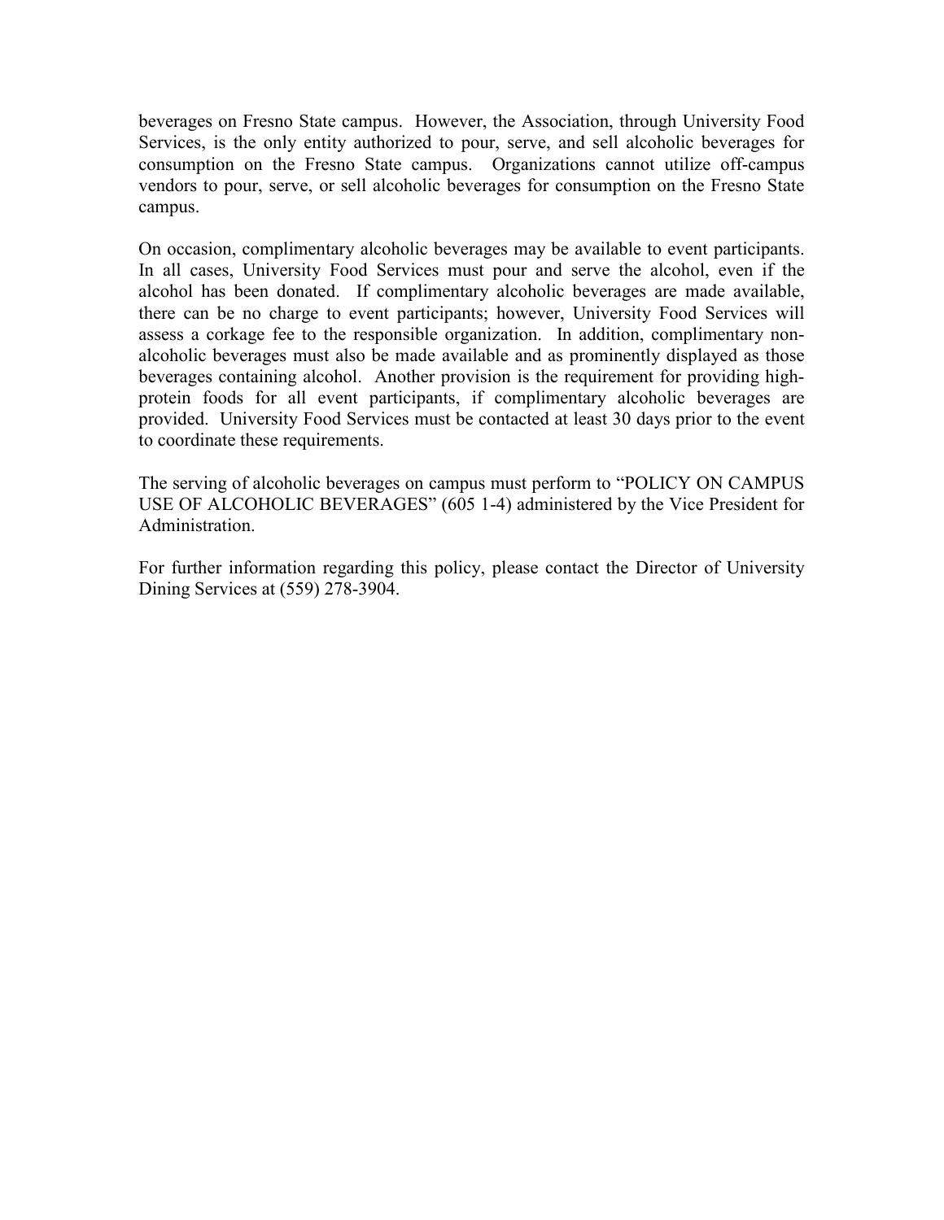beverages on Fresno State campus. However, the Association, through University Food Services, is the only entity authorized to pour, serve, and sell alcoholic beverages for consumption on the Fresno State campus. Organizations cannot utilize off-campus vendors to pour, serve, or sell alcoholic beverages for consumption on the Fresno State campus.

On occasion, complimentary alcoholic beverages may be available to event participants. In all cases, University Food Services must pour and serve the alcohol, even if the alcohol has been donated. If complimentary alcoholic beverages are made available, there can be no charge to event participants; however, University Food Services will assess a corkage fee to the responsible organization. In addition, complimentary non-alcoholic beverages must also be made available and as prominently displayed as those beverages containing alcohol. Another provision is the requirement for providing high-protein foods for all event participants, if complimentary alcoholic beverages are provided. University Food Services must be contacted at least 30 days prior to the event to coordinate these requirements.

The serving of alcoholic beverages on campus must perform to "POLICY ON CAMPUS USE OF ALCOHOLIC BEVERAGES" (605 1-4) administered by the Vice President for Administration.

For further information regarding this policy, please contact the Director of University Dining Services at (559) 278-3904.